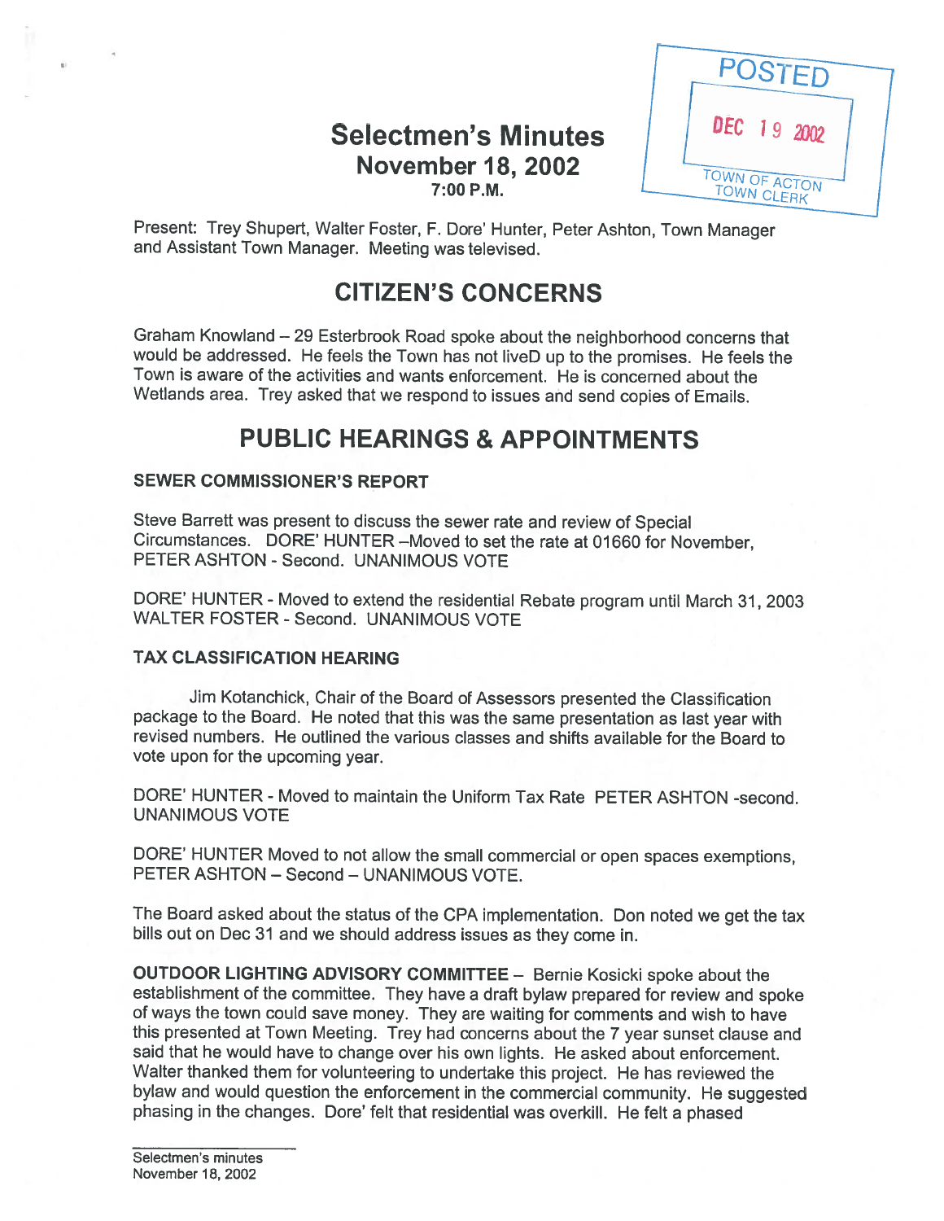POSTED

DEC 19 2002

TOWN OF ACTON
TOWN CLERK

# Selectmen's Minutes
## November 18, 2002
### 7:00 P.M.

Present: Trey Shupert, Walter Foster, F. Dore' Hunter, Peter Ashton, Town Manager and Assistant Town Manager. Meeting was televised.

# CITIZEN'S CONCERNS

Graham Knowland – 29 Esterbrook Road spoke about the neighborhood concerns that would be addressed. He feels the Town has not liveD up to the promises. He feels the Town is aware of the activities and wants enforcement. He is concerned about the Wetlands area. Trey asked that we respond to issues and send copies of Emails.

# PUBLIC HEARINGS & APPOINTMENTS

**SEWER COMMISSIONER'S REPORT**

Steve Barrett was present to discuss the sewer rate and review of Special Circumstances. DORE' HUNTER –Moved to set the rate at 01660 for November, PETER ASHTON - Second. UNANIMOUS VOTE

DORE' HUNTER - Moved to extend the residential Rebate program until March 31, 2003 WALTER FOSTER - Second. UNANIMOUS VOTE

**TAX CLASSIFICATION HEARING**

Jim Kotanchick, Chair of the Board of Assessors presented the Classification package to the Board. He noted that this was the same presentation as last year with revised numbers. He outlined the various classes and shifts available for the Board to vote upon for the upcoming year.

DORE' HUNTER - Moved to maintain the Uniform Tax Rate PETER ASHTON -second. UNANIMOUS VOTE

DORE' HUNTER Moved to not allow the small commercial or open spaces exemptions, PETER ASHTON – Second – UNANIMOUS VOTE.

The Board asked about the status of the CPA implementation. Don noted we get the tax bills out on Dec 31 and we should address issues as they come in.

**OUTDOOR LIGHTING ADVISORY COMMITTEE** – Bernie Kosicki spoke about the establishment of the committee. They have a draft bylaw prepared for review and spoke of ways the town could save money. They are waiting for comments and wish to have this presented at Town Meeting. Trey had concerns about the 7 year sunset clause and said that he would have to change over his own lights. He asked about enforcement. Walter thanked them for volunteering to undertake this project. He has reviewed the bylaw and would question the enforcement in the commercial community. He suggested phasing in the changes. Dore' felt that residential was overkill. He felt a phased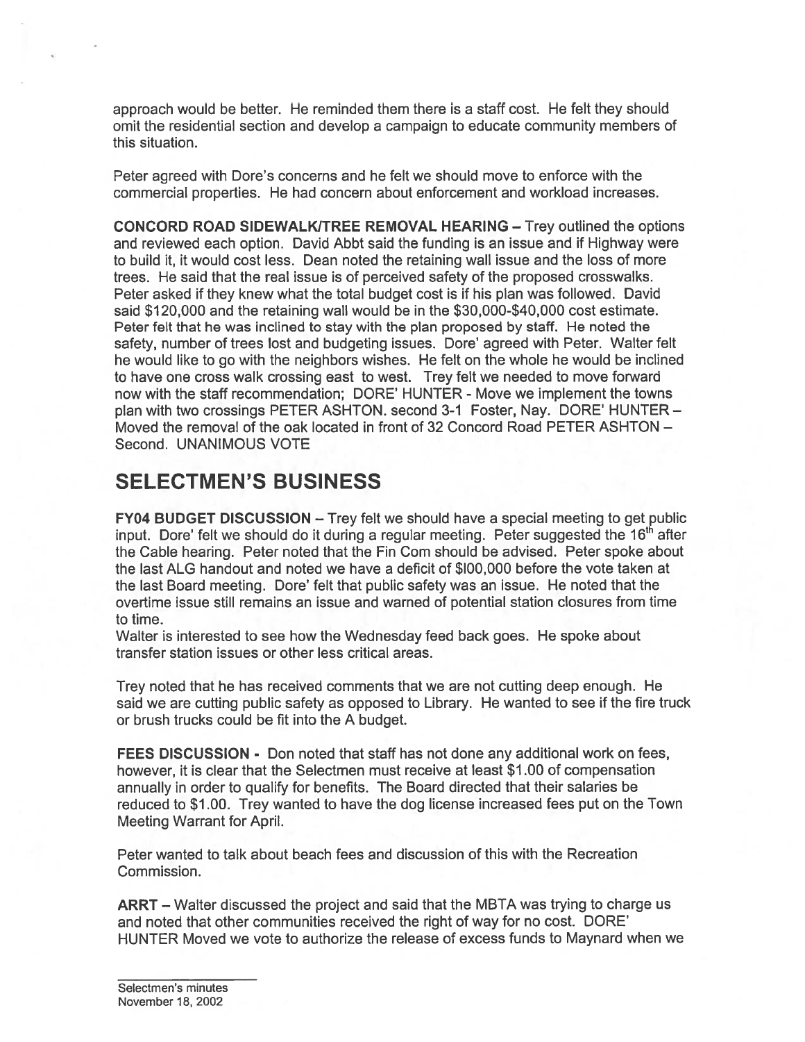approach would be better. He reminded them there is a staff cost. He felt they should omit the residential section and develop a campaign to educate community members of this situation.

Peter agreed with Dore's concerns and he felt we should move to enforce with the commercial properties. He had concern about enforcement and workload increases.

**CONCORD ROAD SIDEWALK/TREE REMOVAL HEARING** – Trey outlined the options and reviewed each option. David Abbt said the funding is an issue and if Highway were to build it, it would cost less. Dean noted the retaining wall issue and the loss of more trees. He said that the real issue is of perceived safety of the proposed crosswalks. Peter asked if they knew what the total budget cost is if his plan was followed. David said $120,000 and the retaining wall would be in the $30,000-$40,000 cost estimate. Peter felt that he was inclined to stay with the plan proposed by staff. He noted the safety, number of trees lost and budgeting issues. Dore' agreed with Peter. Walter felt he would like to go with the neighbors wishes. He felt on the whole he would be inclined to have one cross walk crossing east to west. Trey felt we needed to move forward now with the staff recommendation; DORE' HUNTER - Move we implement the towns plan with two crossings PETER ASHTON. second 3-1 Foster, Nay. DORE' HUNTER – Moved the removal of the oak located in front of 32 Concord Road PETER ASHTON – Second. UNANIMOUS VOTE

# SELECTMEN'S BUSINESS

**FY04 BUDGET DISCUSSION** – Trey felt we should have a special meeting to get public input. Dore' felt we should do it during a regular meeting. Peter suggested the 16th after the Cable hearing. Peter noted that the Fin Com should be advised. Peter spoke about the last ALG handout and noted we have a deficit of $100,000 before the vote taken at the last Board meeting. Dore' felt that public safety was an issue. He noted that the overtime issue still remains an issue and warned of potential station closures from time to time.

Walter is interested to see how the Wednesday feed back goes. He spoke about transfer station issues or other less critical areas.

Trey noted that he has received comments that we are not cutting deep enough. He said we are cutting public safety as opposed to Library. He wanted to see if the fire truck or brush trucks could be fit into the A budget.

**FEES DISCUSSION** - Don noted that staff has not done any additional work on fees, however, it is clear that the Selectmen must receive at least $1.00 of compensation annually in order to qualify for benefits. The Board directed that their salaries be reduced to $1.00. Trey wanted to have the dog license increased fees put on the Town Meeting Warrant for April.

Peter wanted to talk about beach fees and discussion of this with the Recreation Commission.

**ARRT** – Walter discussed the project and said that the MBTA was trying to charge us and noted that other communities received the right of way for no cost. DORE' HUNTER Moved we vote to authorize the release of excess funds to Maynard when we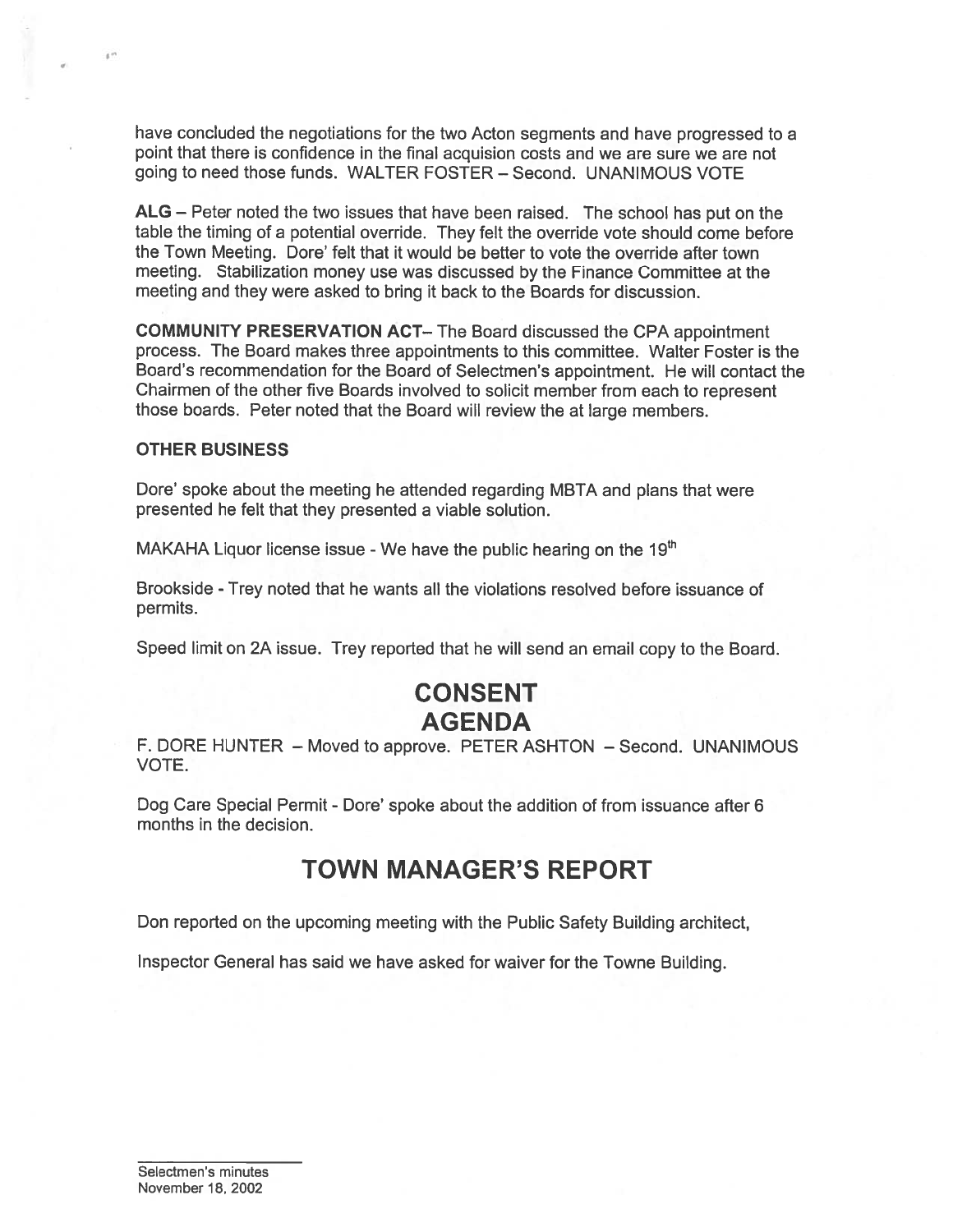have concluded the negotiations for the two Acton segments and have progressed to a point that there is confidence in the final acquision costs and we are sure we are not going to need those funds. WALTER FOSTER – Second. UNANIMOUS VOTE

**ALG** – Peter noted the two issues that have been raised. The school has put on the table the timing of a potential override. They felt the override vote should come before the Town Meeting. Dore' felt that it would be better to vote the override after town meeting. Stabilization money use was discussed by the Finance Committee at the meeting and they were asked to bring it back to the Boards for discussion.

**COMMUNITY PRESERVATION ACT**– The Board discussed the CPA appointment process. The Board makes three appointments to this committee. Walter Foster is the Board's recommendation for the Board of Selectmen's appointment. He will contact the Chairmen of the other five Boards involved to solicit member from each to represent those boards. Peter noted that the Board will review the at large members.

**OTHER BUSINESS**

Dore' spoke about the meeting he attended regarding MBTA and plans that were presented he felt that they presented a viable solution.

MAKAHA Liquor license issue - We have the public hearing on the 19th

Brookside - Trey noted that he wants all the violations resolved before issuance of permits.

Speed limit on 2A issue. Trey reported that he will send an email copy to the Board.

# CONSENT AGENDA

F. DORE HUNTER – Moved to approve. PETER ASHTON – Second. UNANIMOUS VOTE.

Dog Care Special Permit - Dore' spoke about the addition of from issuance after 6 months in the decision.

# TOWN MANAGER'S REPORT

Don reported on the upcoming meeting with the Public Safety Building architect,

Inspector General has said we have asked for waiver for the Towne Building.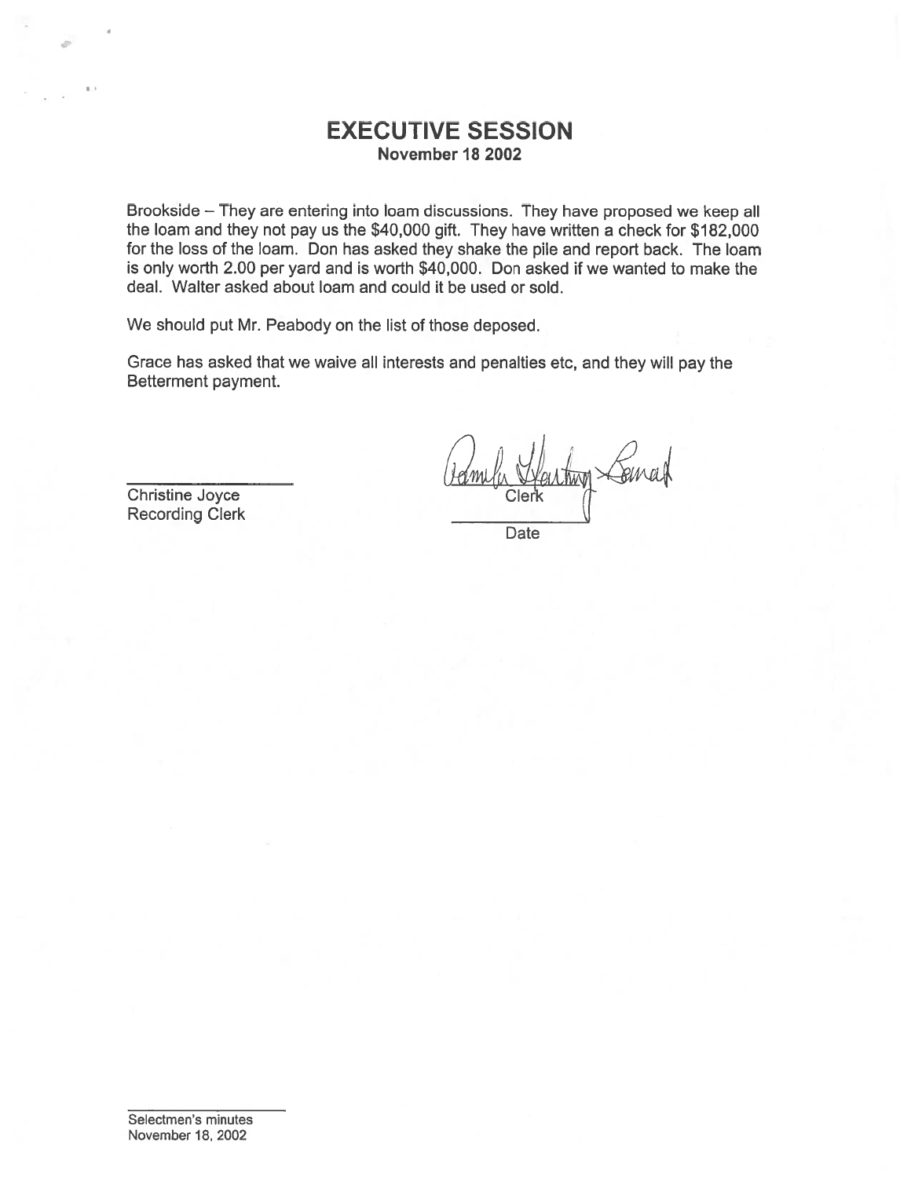# EXECUTIVE SESSION

**November 18 2002**

Brookside – They are entering into loam discussions. They have proposed we keep all the loam and they not pay us the $40,000 gift. They have written a check for $182,000 for the loss of the loam. Don has asked they shake the pile and report back. The loam is only worth 2.00 per yard and is worth $40,000. Don asked if we wanted to make the deal. Walter asked about loam and could it be used or sold.

We should put Mr. Peabody on the list of those deposed.

Grace has asked that we waive all interests and penalties etc, and they will pay the Betterment payment.

Christine Joyce
Recording Clerk

Clerk

Date

Selectmen's minutes
November 18, 2002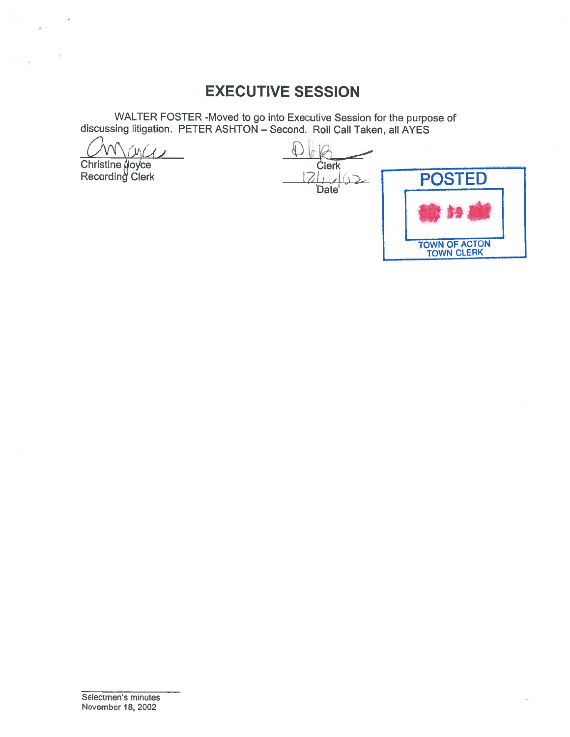# EXECUTIVE SESSION

WALTER FOSTER -Moved to go into Executive Session for the purpose of discussing litigation. PETER ASHTON – Second. Roll Call Taken, all AYES

Christine Joyce
Recording Clerk

Clerk
12/11/02
Date

POSTED
TOWN OF ACTON
TOWN CLERK

Selectmen's minutes
November 18, 2002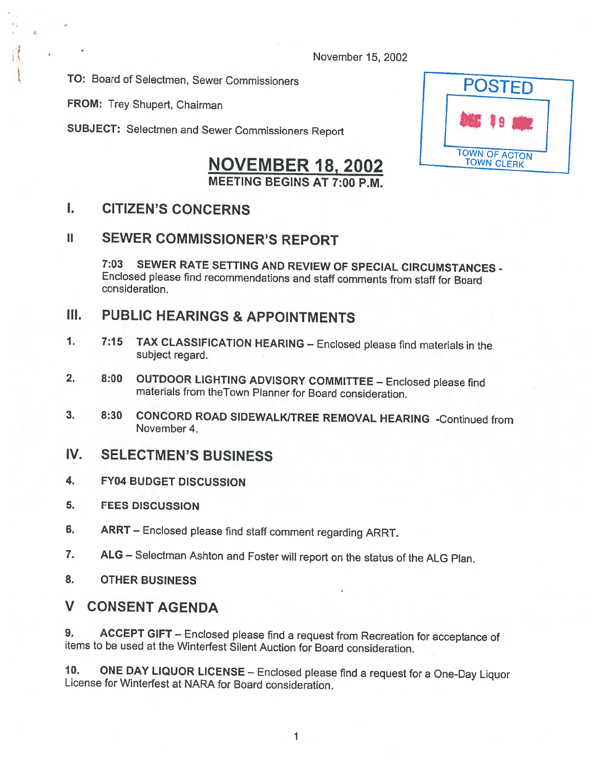November 15, 2002

**TO:** Board of Selectmen, Sewer Commissioners

**FROM:** Trey Shupert, Chairman

**SUBJECT:** Selectmen and Sewer Commissioners Report

POSTED
DEC 19
TOWN OF ACTON
TOWN CLERK

# NOVEMBER 18, 2002

**MEETING BEGINS AT 7:00 P.M.**

## I. CITIZEN'S CONCERNS

## II SEWER COMMISSIONER'S REPORT

**7:03 SEWER RATE SETTING AND REVIEW OF SPECIAL CIRCUMSTANCES** - Enclosed please find recommendations and staff comments from staff for Board consideration.

## III. PUBLIC HEARINGS & APPOINTMENTS

1. 7:15 **TAX CLASSIFICATION HEARING** – Enclosed please find materials in the subject regard.

2. 8:00 **OUTDOOR LIGHTING ADVISORY COMMITTEE** – Enclosed please find materials from theTown Planner for Board consideration.

3. 8:30 **CONCORD ROAD SIDEWALK/TREE REMOVAL HEARING** -Continued from November 4.

## IV. SELECTMEN'S BUSINESS

4. **FY04 BUDGET DISCUSSION**

5. **FEES DISCUSSION**

6. **ARRT** – Enclosed please find staff comment regarding ARRT.

7. **ALG** – Selectman Ashton and Foster will report on the status of the ALG Plan.

8. **OTHER BUSINESS**

## V CONSENT AGENDA

9. **ACCEPT GIFT** – Enclosed please find a request from Recreation for acceptance of items to be used at the Winterfest Silent Auction for Board consideration.

10. **ONE DAY LIQUOR LICENSE** – Enclosed please find a request for a One-Day Liquor License for Winterfest at NARA for Board consideration.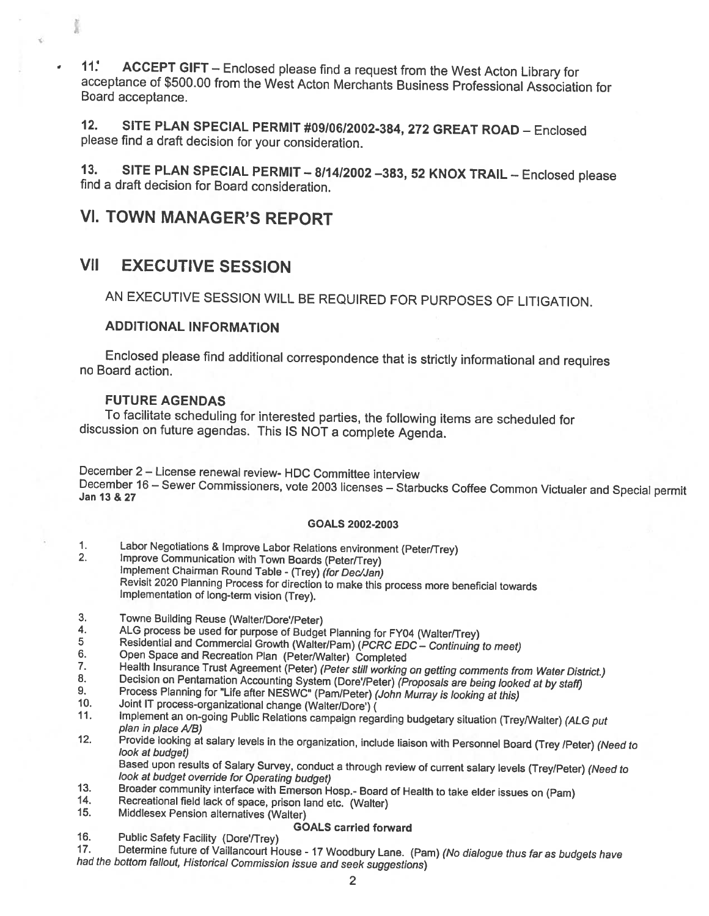11. **ACCEPT GIFT** – Enclosed please find a request from the West Acton Library for acceptance of $500.00 from the West Acton Merchants Business Professional Association for Board acceptance.

12. **SITE PLAN SPECIAL PERMIT #09/06/2002-384, 272 GREAT ROAD** – Enclosed please find a draft decision for your consideration.

13. **SITE PLAN SPECIAL PERMIT – 8/14/2002 –383, 52 KNOX TRAIL** – Enclosed please find a draft decision for Board consideration.

# VI. TOWN MANAGER'S REPORT

# VII EXECUTIVE SESSION

AN EXECUTIVE SESSION WILL BE REQUIRED FOR PURPOSES OF LITIGATION.

### ADDITIONAL INFORMATION

Enclosed please find additional correspondence that is strictly informational and requires no Board action.

### FUTURE AGENDAS

To facilitate scheduling for interested parties, the following items are scheduled for discussion on future agendas. This IS NOT a complete Agenda.

December 2 – License renewal review- HDC Committee interview
December 16 – Sewer Commissioners, vote 2003 licenses – Starbucks Coffee Common Victualer and Special permit
**Jan 13 & 27**

**GOALS 2002-2003**

1. Labor Negotiations & Improve Labor Relations environment (Peter/Trey)
2. Improve Communication with Town Boards (Peter/Trey)
   Implement Chairman Round Table - (Trey) *(for Dec/Jan)*
   Revisit 2020 Planning Process for direction to make this process more beneficial towards Implementation of long-term vision (Trey).
3. Towne Building Reuse (Walter/Dore'/Peter)
4. ALG process be used for purpose of Budget Planning for FY04 (Walter/Trey)
5. Residential and Commercial Growth (Walter/Pam) *(PCRC EDC – Continuing to meet)*
6. Open Space and Recreation Plan (Peter/Walter) Completed
7. Health Insurance Trust Agreement (Peter) *(Peter still working on getting comments from Water District.)*
8. Decision on Pentamation Accounting System (Dore'/Peter) *(Proposals are being looked at by staff)*
9. Process Planning for "Life after NESWC" (Pam/Peter) *(John Murray is looking at this)*
10. Joint IT process-organizational change (Walter/Dore') (
11. Implement an on-going Public Relations campaign regarding budgetary situation (Trey/Walter) *(ALG put plan in place A/B)*
12. Provide looking at salary levels in the organization, include liaison with Personnel Board (Trey /Peter) *(Need to look at budget)*
    Based upon results of Salary Survey, conduct a through review of current salary levels (Trey/Peter) *(Need to look at budget override for Operating budget)*
13. Broader community interface with Emerson Hosp.- Board of Health to take elder issues on (Pam)
14. Recreational field lack of space, prison land etc. (Walter)
15. Middlesex Pension alternatives (Walter)

**GOALS carried forward**

16. Public Safety Facility (Dore'/Trey)
17. Determine future of Vaillancourt House - 17 Woodbury Lane. (Pam) *(No dialogue thus far as budgets have had the bottom fallout, Historical Commission issue and seek suggestions)*